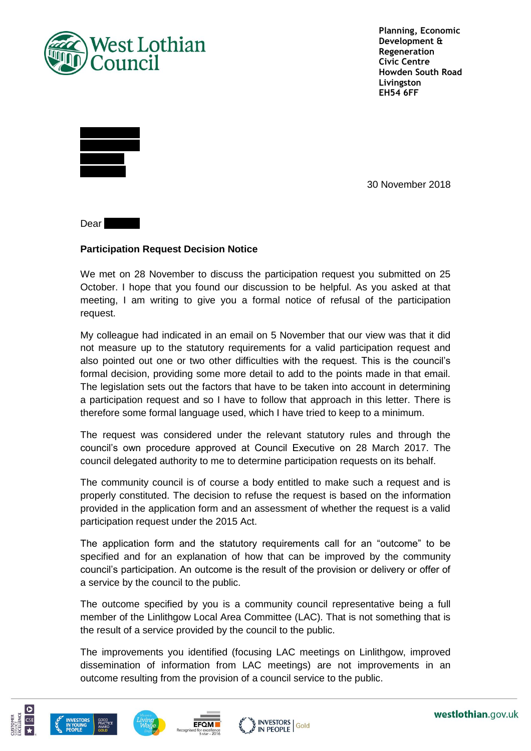West Lothian Council

**Planning, Economic Development & Regeneration**
**Civic Centre**
**Howden South Road**
**Livingston**
**EH54 6FF**

30 November 2018

Dear

**Participation Request Decision Notice**

We met on 28 November to discuss the participation request you submitted on 25 October. I hope that you found our discussion to be helpful. As you asked at that meeting, I am writing to give you a formal notice of refusal of the participation request.

My colleague had indicated in an email on 5 November that our view was that it did not measure up to the statutory requirements for a valid participation request and also pointed out one or two other difficulties with the request. This is the council's formal decision, providing some more detail to add to the points made in that email. The legislation sets out the factors that have to be taken into account in determining a participation request and so I have to follow that approach in this letter. There is therefore some formal language used, which I have tried to keep to a minimum.

The request was considered under the relevant statutory rules and through the council's own procedure approved at Council Executive on 28 March 2017. The council delegated authority to me to determine participation requests on its behalf.

The community council is of course a body entitled to make such a request and is properly constituted. The decision to refuse the request is based on the information provided in the application form and an assessment of whether the request is a valid participation request under the 2015 Act.

The application form and the statutory requirements call for an "outcome" to be specified and for an explanation of how that can be improved by the community council's participation. An outcome is the result of the provision or delivery or offer of a service by the council to the public.

The outcome specified by you is a community council representative being a full member of the Linlithgow Local Area Committee (LAC). That is not something that is the result of a service provided by the council to the public.

The improvements you identified (focusing LAC meetings on Linlithgow, improved dissemination of information from LAC meetings) are not improvements in an outcome resulting from the provision of a council service to the public.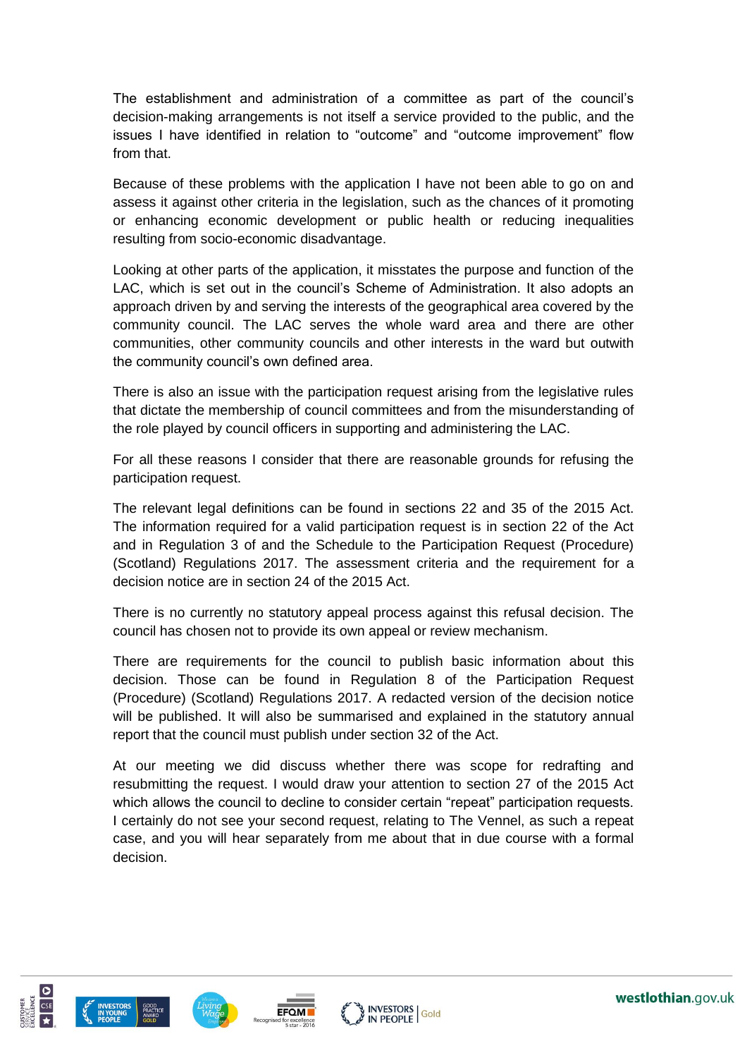The establishment and administration of a committee as part of the council's decision-making arrangements is not itself a service provided to the public, and the issues I have identified in relation to "outcome" and "outcome improvement" flow from that.

Because of these problems with the application I have not been able to go on and assess it against other criteria in the legislation, such as the chances of it promoting or enhancing economic development or public health or reducing inequalities resulting from socio-economic disadvantage.

Looking at other parts of the application, it misstates the purpose and function of the LAC, which is set out in the council's Scheme of Administration. It also adopts an approach driven by and serving the interests of the geographical area covered by the community council. The LAC serves the whole ward area and there are other communities, other community councils and other interests in the ward but outwith the community council's own defined area.

There is also an issue with the participation request arising from the legislative rules that dictate the membership of council committees and from the misunderstanding of the role played by council officers in supporting and administering the LAC.

For all these reasons I consider that there are reasonable grounds for refusing the participation request.

The relevant legal definitions can be found in sections 22 and 35 of the 2015 Act. The information required for a valid participation request is in section 22 of the Act and in Regulation 3 of and the Schedule to the Participation Request (Procedure) (Scotland) Regulations 2017. The assessment criteria and the requirement for a decision notice are in section 24 of the 2015 Act.

There is no currently no statutory appeal process against this refusal decision. The council has chosen not to provide its own appeal or review mechanism.

There are requirements for the council to publish basic information about this decision. Those can be found in Regulation 8 of the Participation Request (Procedure) (Scotland) Regulations 2017. A redacted version of the decision notice will be published. It will also be summarised and explained in the statutory annual report that the council must publish under section 32 of the Act.

At our meeting we did discuss whether there was scope for redrafting and resubmitting the request. I would draw your attention to section 27 of the 2015 Act which allows the council to decline to consider certain "repeat" participation requests. I certainly do not see your second request, relating to The Vennel, as such a repeat case, and you will hear separately from me about that in due course with a formal decision.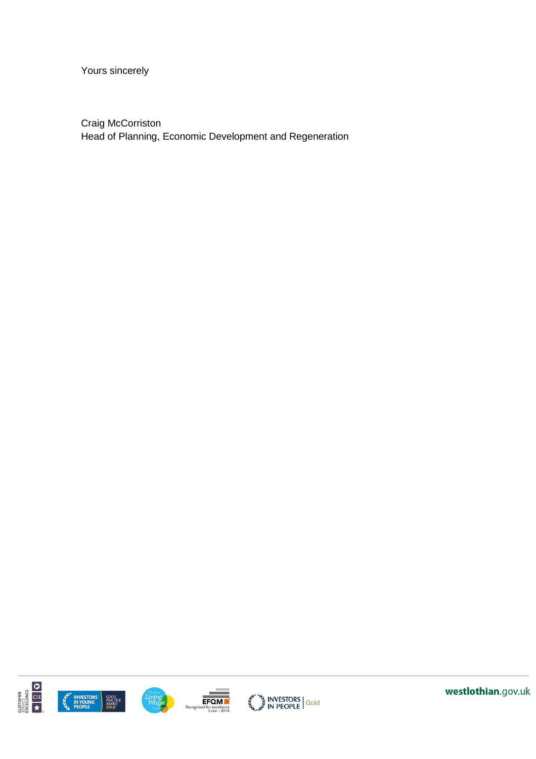Yours sincerely

Craig McCorriston
Head of Planning, Economic Development and Regeneration